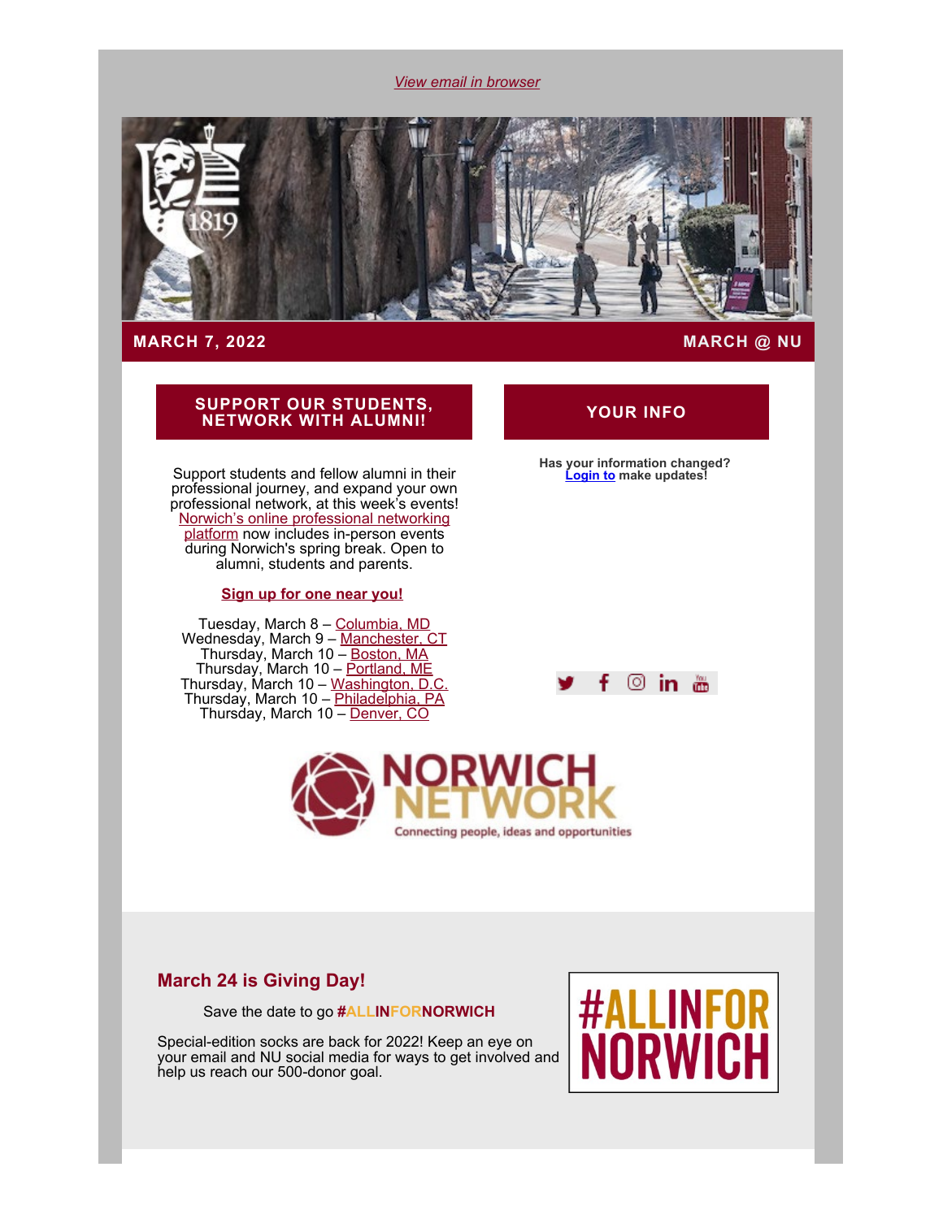*View email in browser*

**MARCH 7, 2022** **MARCH @ NU**

## SUPPORT OUR STUDENTS, NETWORK WITH ALUMNI!

Support students and fellow alumni in their professional journey, and expand your own professional network, at this week's events! Norwich's online professional networking platform now includes in-person events during Norwich's spring break. Open to alumni, students and parents.

**Sign up for one near you!**

Tuesday, March 8 – Columbia, MD
Wednesday, March 9 – Manchester, CT
Thursday, March 10 – Boston, MA
Thursday, March 10 – Portland, ME
Thursday, March 10 – Washington, D.C.
Thursday, March 10 – Philadelphia, PA
Thursday, March 10 – Denver, CO

## YOUR INFO

**Has your information changed? Login to make updates!**

NORWICH NETWORK
Connecting people, ideas and opportunities

## March 24 is Giving Day!

Save the date to go **#ALLINFORNORWICH**

Special-edition socks are back for 2022! Keep an eye on your email and NU social media for ways to get involved and help us reach our 500-donor goal.

#ALLINFOR NORWICH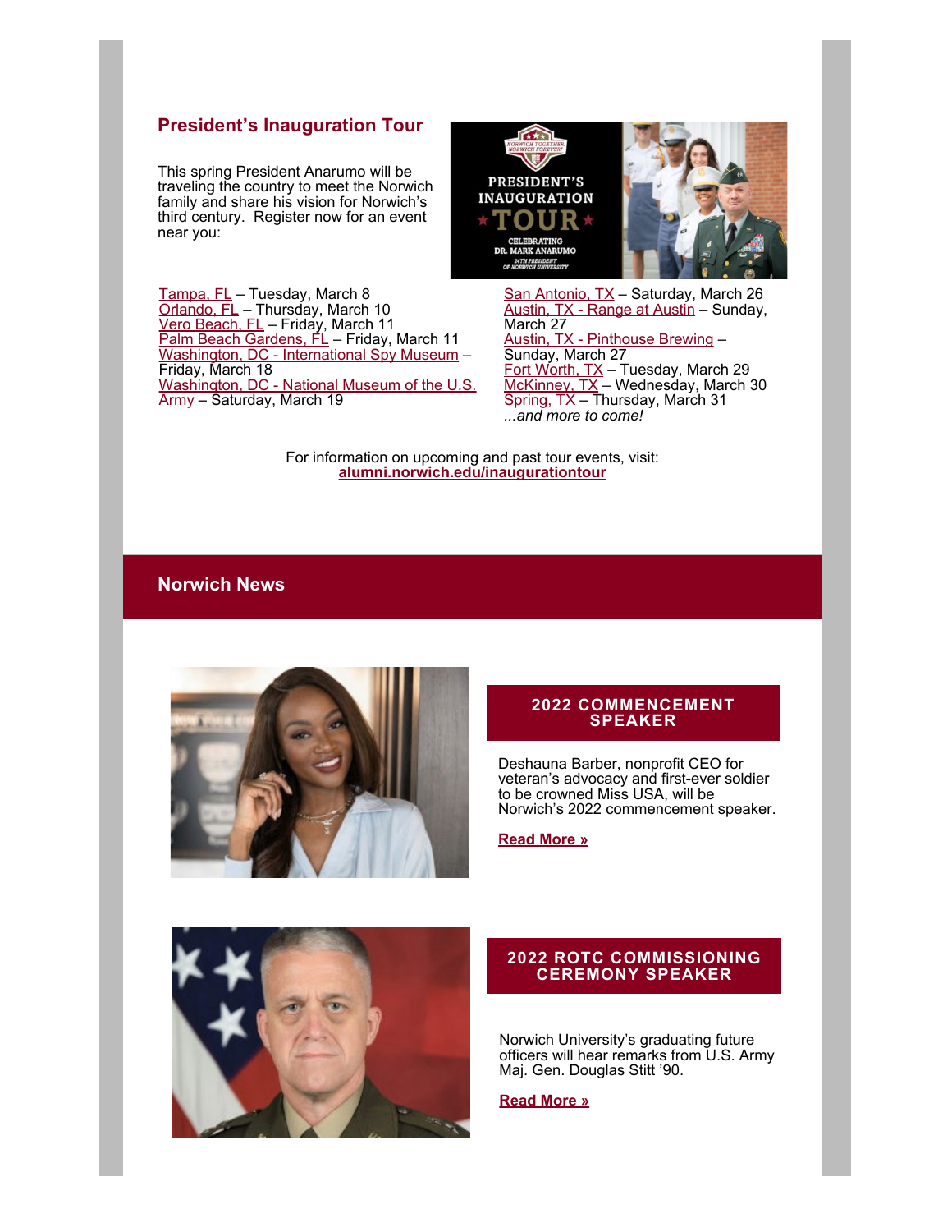## President's Inauguration Tour

This spring President Anarumo will be traveling the country to meet the Norwich family and share his vision for Norwich's third century. Register now for an event near you:

Tampa, FL – Tuesday, March 8
Orlando, FL – Thursday, March 10
Vero Beach, FL – Friday, March 11
Palm Beach Gardens, FL – Friday, March 11
Washington, DC - International Spy Museum – Friday, March 18
Washington, DC - National Museum of the U.S. Army – Saturday, March 19
San Antonio, TX – Saturday, March 26
Austin, TX - Range at Austin – Sunday, March 27
Austin, TX - Pinthouse Brewing – Sunday, March 27
Fort Worth, TX – Tuesday, March 29
McKinney, TX – Wednesday, March 30
Spring, TX – Thursday, March 31
*...and more to come!*

For information on upcoming and past tour events, visit:
**alumni.norwich.edu/inaugurationtour**

## Norwich News

### 2022 COMMENCEMENT SPEAKER

Deshauna Barber, nonprofit CEO for veteran's advocacy and first-ever soldier to be crowned Miss USA, will be Norwich's 2022 commencement speaker.

**Read More »**

### 2022 ROTC COMMISSIONING CEREMONY SPEAKER

Norwich University's graduating future officers will hear remarks from U.S. Army Maj. Gen. Douglas Stitt '90.

**Read More »**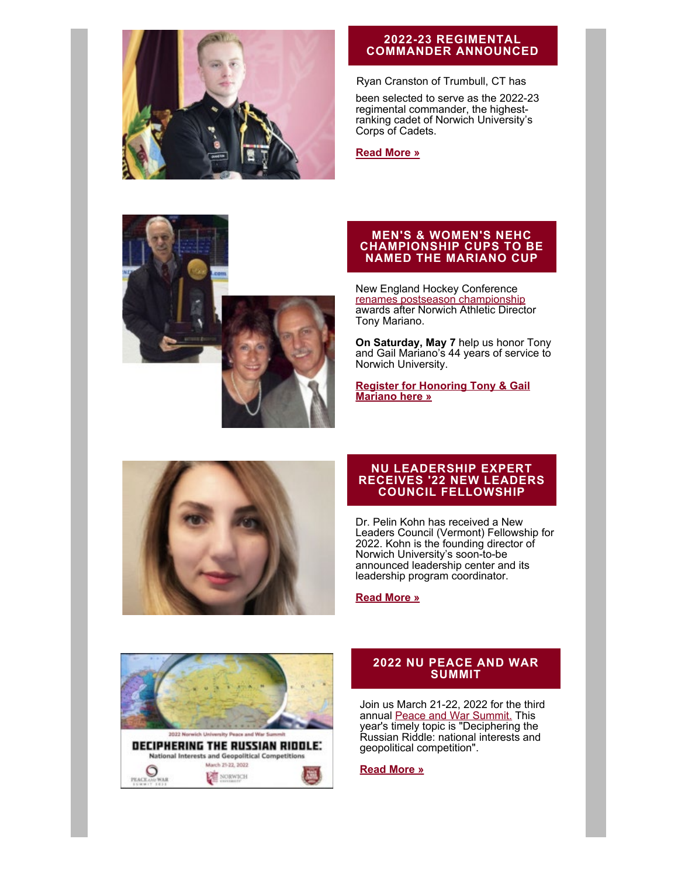## 2022-23 REGIMENTAL COMMANDER ANNOUNCED

Ryan Cranston of Trumbull, CT has been selected to serve as the 2022-23 regimental commander, the highest-ranking cadet of Norwich University's Corps of Cadets.

**Read More »**

## MEN'S & WOMEN'S NEHC CHAMPIONSHIP CUPS TO BE NAMED THE MARIANO CUP

New England Hockey Conference renames postseason championship awards after Norwich Athletic Director Tony Mariano.

**On Saturday, May 7** help us honor Tony and Gail Mariano's 44 years of service to Norwich University.

**Register for Honoring Tony & Gail Mariano here »**

## NU LEADERSHIP EXPERT RECEIVES '22 NEW LEADERS COUNCIL FELLOWSHIP

Dr. Pelin Kohn has received a New Leaders Council (Vermont) Fellowship for 2022. Kohn is the founding director of Norwich University's soon-to-be announced leadership center and its leadership program coordinator.

**Read More »**

## 2022 NU PEACE AND WAR SUMMIT

Join us March 21-22, 2022 for the third annual Peace and War Summit. This year's timely topic is "Deciphering the Russian Riddle: national interests and geopolitical competition".

**Read More »**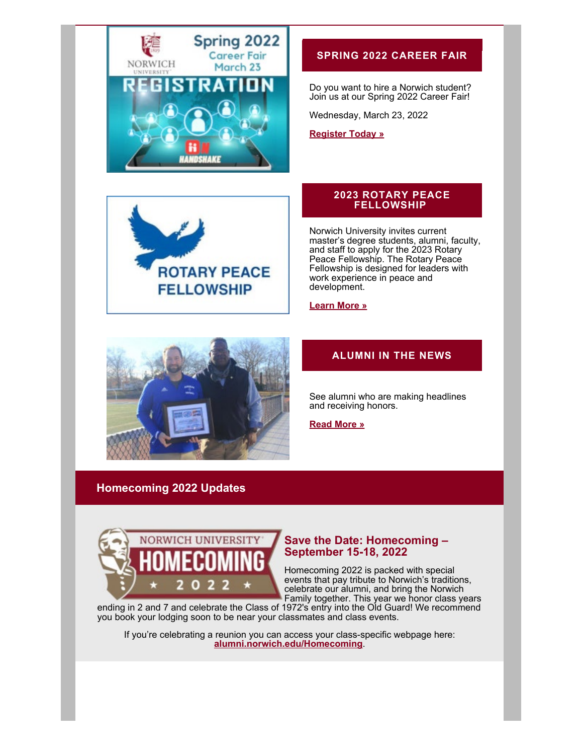## SPRING 2022 CAREER FAIR

Do you want to hire a Norwich student? Join us at our Spring 2022 Career Fair!

Wednesday, March 23, 2022

**Register Today »**

## 2023 ROTARY PEACE FELLOWSHIP

Norwich University invites current master's degree students, alumni, faculty, and staff to apply for the 2023 Rotary Peace Fellowship. The Rotary Peace Fellowship is designed for leaders with work experience in peace and development.

**Learn More »**

## ALUMNI IN THE NEWS

See alumni who are making headlines and receiving honors.

**Read More »**

# Homecoming 2022 Updates

### Save the Date: Homecoming – September 15-18, 2022

Homecoming 2022 is packed with special events that pay tribute to Norwich's traditions, celebrate our alumni, and bring the Norwich Family together. This year we honor class years ending in 2 and 7 and celebrate the Class of 1972's entry into the Old Guard! We recommend you book your lodging soon to be near your classmates and class events.

If you're celebrating a reunion you can access your class-specific webpage here: **alumni.norwich.edu/Homecoming**.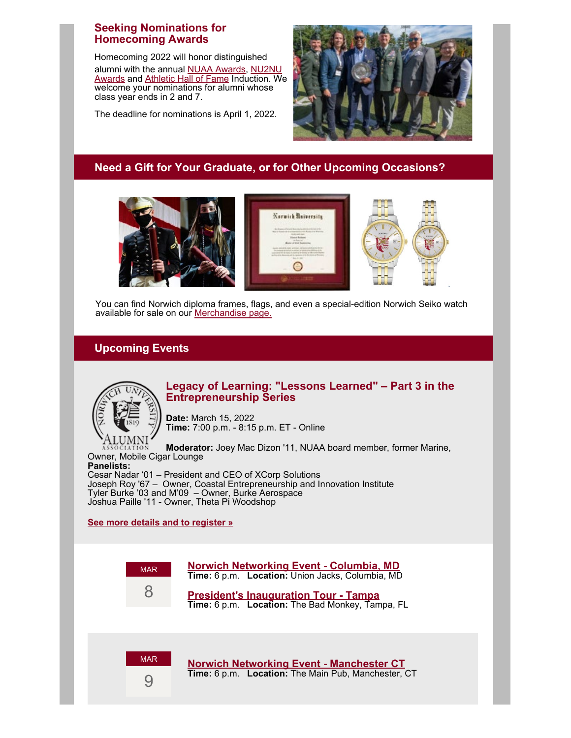## Seeking Nominations for Homecoming Awards

Homecoming 2022 will honor distinguished alumni with the annual NUAA Awards, NU2NU Awards and Athletic Hall of Fame Induction. We welcome your nominations for alumni whose class year ends in 2 and 7.

The deadline for nominations is April 1, 2022.

## Need a Gift for Your Graduate, or for Other Upcoming Occasions?

You can find Norwich diploma frames, flags, and even a special-edition Norwich Seiko watch available for sale on our Merchandise page.

## Upcoming Events

### Legacy of Learning: "Lessons Learned" – Part 3 in the Entrepreneurship Series

**Date:** March 15, 2022
**Time:** 7:00 p.m. - 8:15 p.m. ET - Online

**Moderator:** Joey Mac Dizon '11, NUAA board member, former Marine, Owner, Mobile Cigar Lounge
**Panelists:**
Cesar Nadar '01 – President and CEO of XCorp Solutions
Joseph Roy '67 – Owner, Coastal Entrepreneurship and Innovation Institute
Tyler Burke '03 and M'09 – Owner, Burke Aerospace
Joshua Paille '11 - Owner, Theta Pi Woodshop

**See more details and to register »**

**MAR 8**

**Norwich Networking Event - Columbia, MD**
**Time:** 6 p.m. **Location:** Union Jacks, Columbia, MD

**President's Inauguration Tour - Tampa**
**Time:** 6 p.m. **Location:** The Bad Monkey, Tampa, FL

**MAR 9**

**Norwich Networking Event - Manchester CT**
**Time:** 6 p.m. **Location:** The Main Pub, Manchester, CT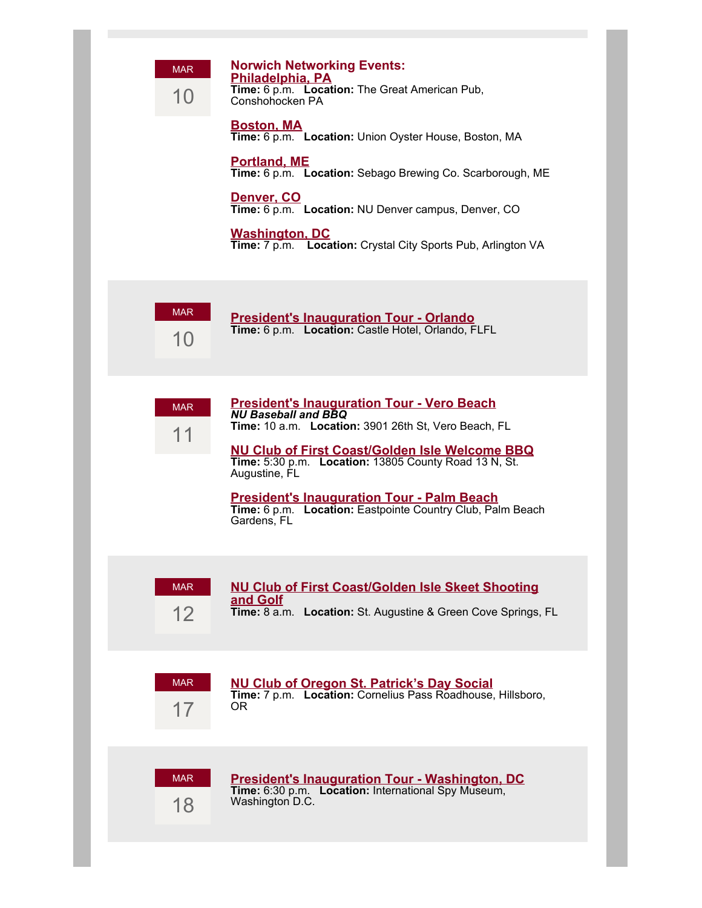MAR 10

**Norwich Networking Events:**

**Philadelphia, PA**
**Time:** 6 p.m. **Location:** The Great American Pub, Conshohocken PA

**Boston, MA**
**Time:** 6 p.m. **Location:** Union Oyster House, Boston, MA

**Portland, ME**
**Time:** 6 p.m. **Location:** Sebago Brewing Co. Scarborough, ME

**Denver, CO**
**Time:** 6 p.m. **Location:** NU Denver campus, Denver, CO

**Washington, DC**
**Time:** 7 p.m. **Location:** Crystal City Sports Pub, Arlington VA

MAR 10

**President's Inauguration Tour - Orlando**
**Time:** 6 p.m. **Location:** Castle Hotel, Orlando, FLFL

MAR 11

**President's Inauguration Tour - Vero Beach**
***NU Baseball and BBQ***
**Time:** 10 a.m. **Location:** 3901 26th St, Vero Beach, FL

**NU Club of First Coast/Golden Isle Welcome BBQ**
**Time:** 5:30 p.m. **Location:** 13805 County Road 13 N, St. Augustine, FL

**President's Inauguration Tour - Palm Beach**
**Time:** 6 p.m. **Location:** Eastpointe Country Club, Palm Beach Gardens, FL

MAR 12

**NU Club of First Coast/Golden Isle Skeet Shooting and Golf**
**Time:** 8 a.m. **Location:** St. Augustine & Green Cove Springs, FL

MAR 17

**NU Club of Oregon St. Patrick’s Day Social**
**Time:** 7 p.m. **Location:** Cornelius Pass Roadhouse, Hillsboro, OR

MAR 18

**President's Inauguration Tour - Washington, DC**
**Time:** 6:30 p.m. **Location:** International Spy Museum, Washington D.C.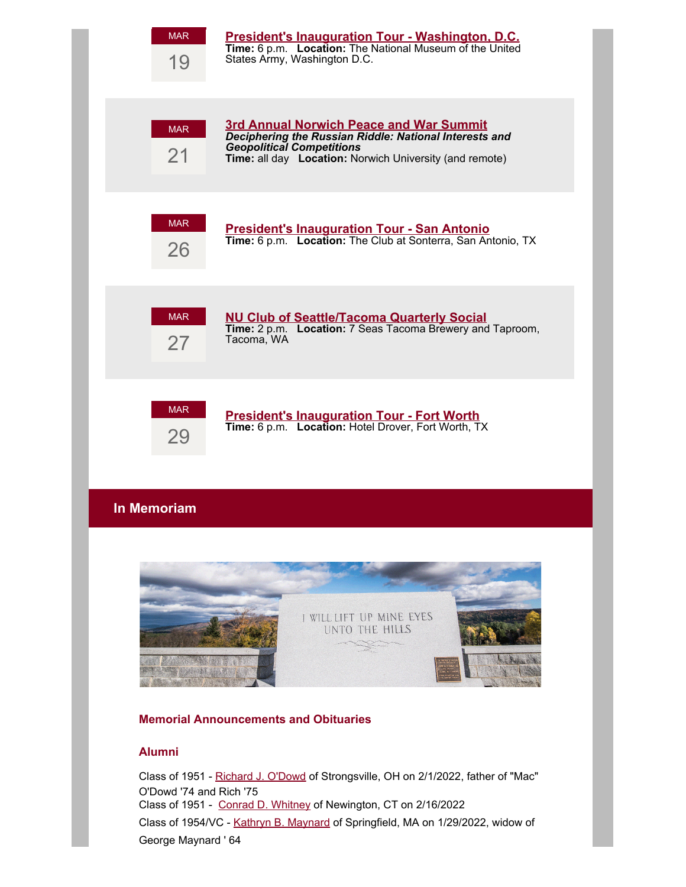MAR 19

**President's Inauguration Tour - Washington, D.C.**
**Time:** 6 p.m. **Location:** The National Museum of the United States Army, Washington D.C.

MAR 21

**3rd Annual Norwich Peace and War Summit**
***Deciphering the Russian Riddle: National Interests and Geopolitical Competitions***
**Time:** all day **Location:** Norwich University (and remote)

MAR 26

**President's Inauguration Tour - San Antonio**
**Time:** 6 p.m. **Location:** The Club at Sonterra, San Antonio, TX

MAR 27

**NU Club of Seattle/Tacoma Quarterly Social**
**Time:** 2 p.m. **Location:** 7 Seas Tacoma Brewery and Taproom, Tacoma, WA

MAR 29

**President's Inauguration Tour - Fort Worth**
**Time:** 6 p.m. **Location:** Hotel Drover, Fort Worth, TX

## In Memoriam

### Memorial Announcements and Obituaries

#### Alumni

Class of 1951 - Richard J. O'Dowd of Strongsville, OH on 2/1/2022, father of "Mac" O'Dowd '74 and Rich '75
Class of 1951 - Conrad D. Whitney of Newington, CT on 2/16/2022
Class of 1954/VC - Kathryn B. Maynard of Springfield, MA on 1/29/2022, widow of George Maynard ' 64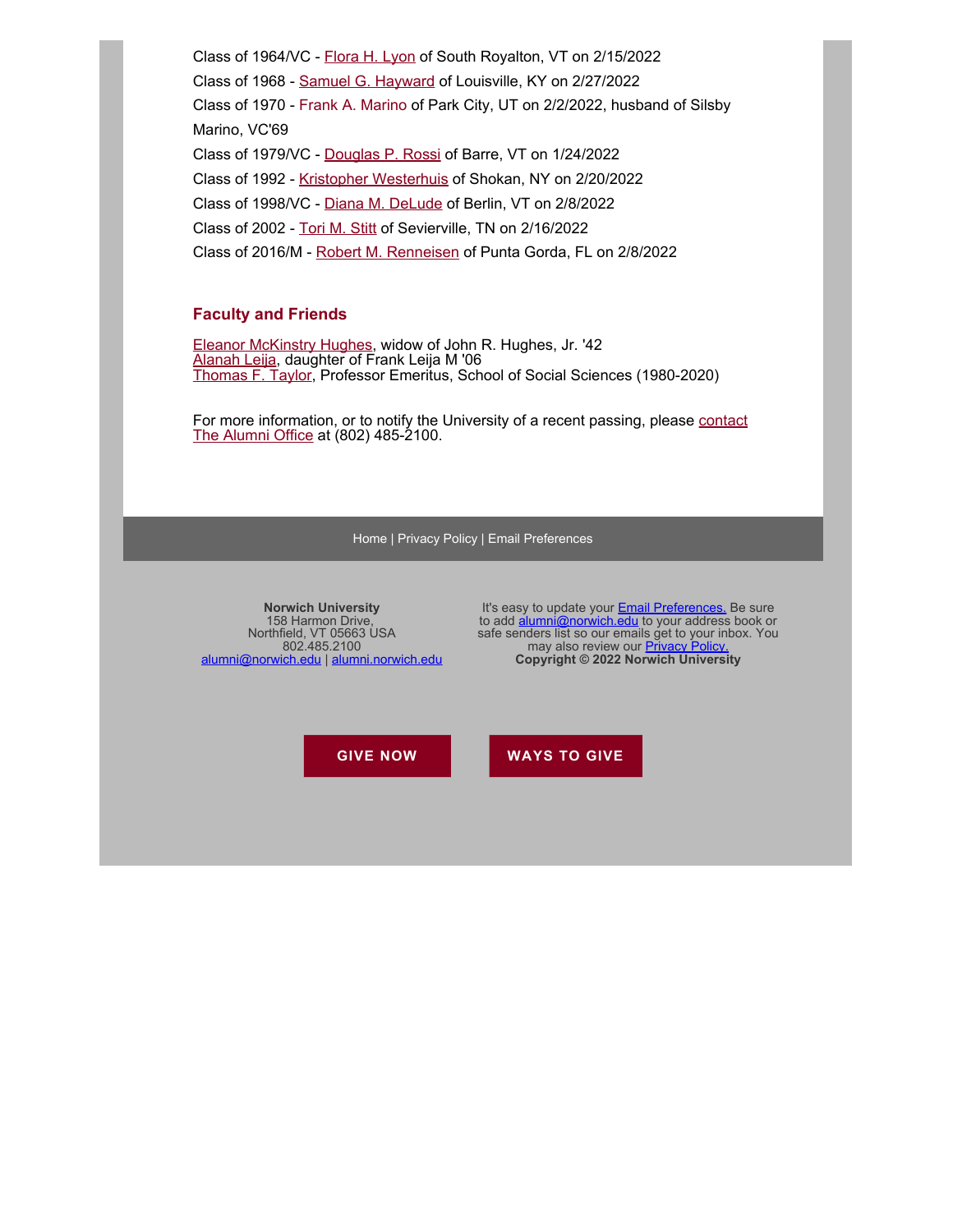Class of 1964/VC - Flora H. Lyon of South Royalton, VT on 2/15/2022

Class of 1968 - Samuel G. Hayward of Louisville, KY on 2/27/2022

Class of 1970 - Frank A. Marino of Park City, UT on 2/2/2022, husband of Silsby Marino, VC'69

Class of 1979/VC - Douglas P. Rossi of Barre, VT on 1/24/2022

Class of 1992 - Kristopher Westerhuis of Shokan, NY on 2/20/2022

Class of 1998/VC - Diana M. DeLude of Berlin, VT on 2/8/2022

Class of 2002 - Tori M. Stitt of Sevierville, TN on 2/16/2022

Class of 2016/M - Robert M. Renneisen of Punta Gorda, FL on 2/8/2022

## Faculty and Friends

Eleanor McKinstry Hughes, widow of John R. Hughes, Jr. '42
Alanah Leija, daughter of Frank Leija M '06
Thomas F. Taylor, Professor Emeritus, School of Social Sciences (1980-2020)

For more information, or to notify the University of a recent passing, please contact The Alumni Office at (802) 485-2100.

Home | Privacy Policy | Email Preferences

**Norwich University**
158 Harmon Drive,
Northfield, VT 05663 USA
802.485.2100
alumni@norwich.edu | alumni.norwich.edu

It's easy to update your Email Preferences. Be sure to add alumni@norwich.edu to your address book or safe senders list so our emails get to your inbox. You may also review our Privacy Policy.
**Copyright © 2022 Norwich University**

GIVE NOW

WAYS TO GIVE